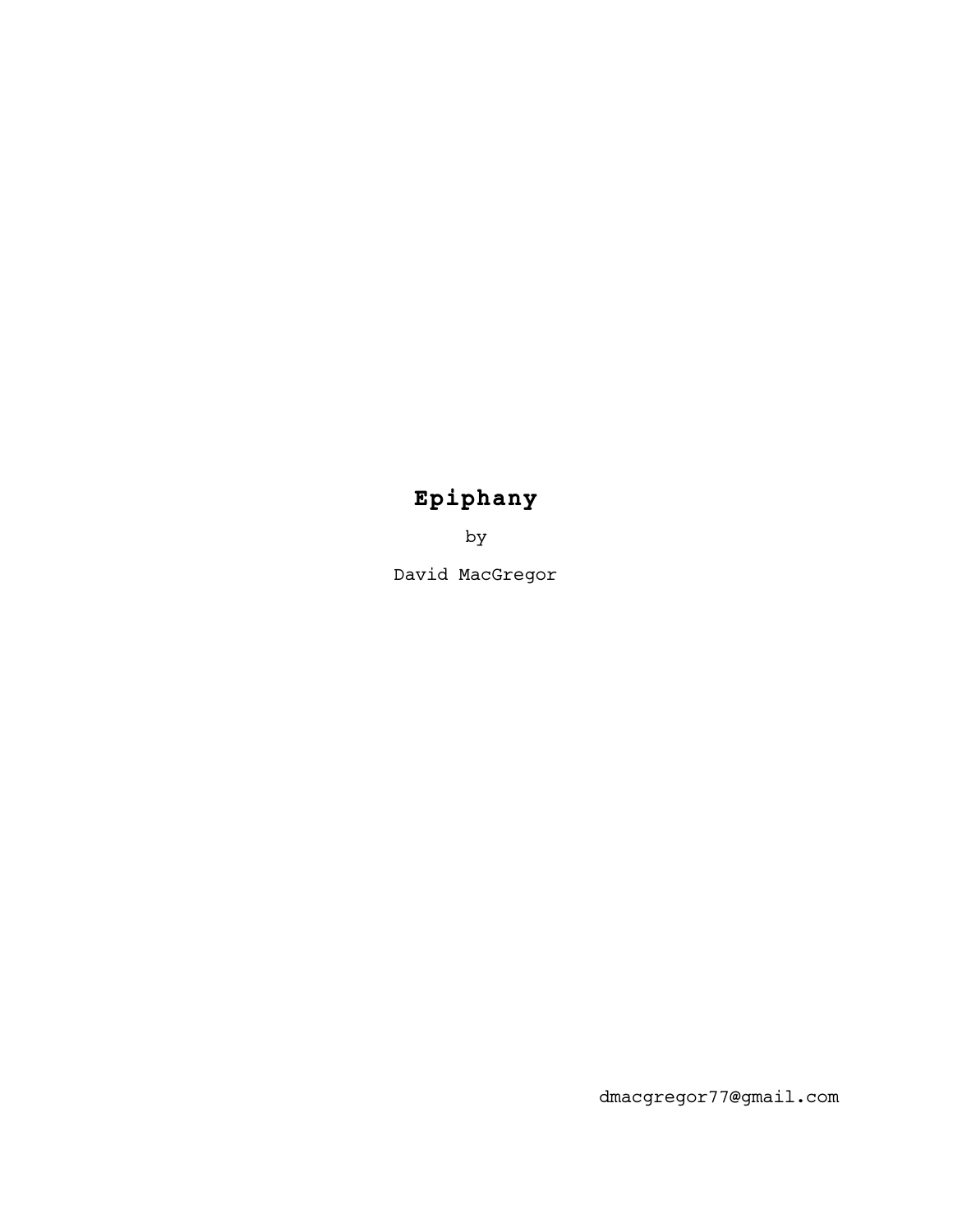# **Epiphany**

by

David MacGregor

dmacgregor77@gmail.com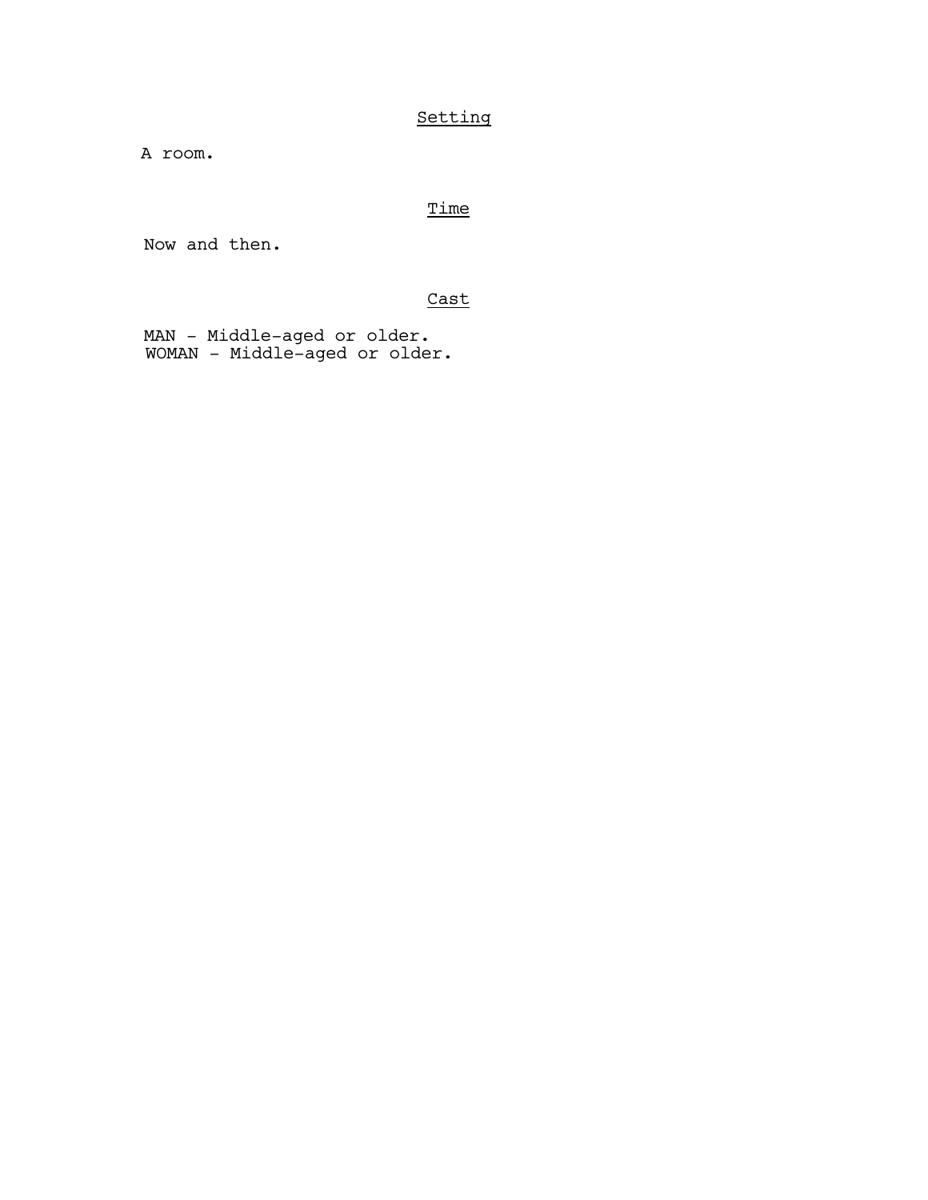## Setting

A room.

## Time

Now and then.

## Cast

MAN - Middle-aged or older.
WOMAN - Middle-aged or older.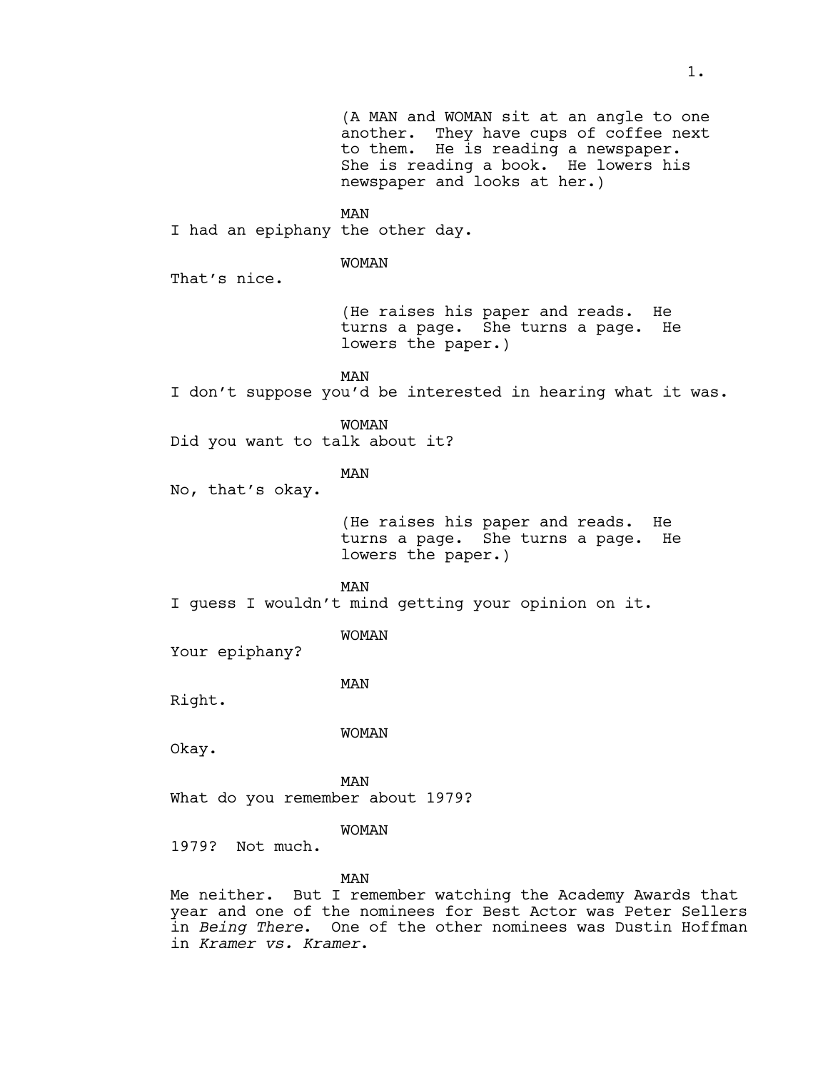(A MAN and WOMAN sit at an angle to one another. They have cups of coffee next to them. He is reading a newspaper. She is reading a book. He lowers his newspaper and looks at her.)

MAN

I had an epiphany the other day.

WOMAN

That's nice.

(He raises his paper and reads. He turns a page. She turns a page. He lowers the paper.)

MAN

I don't suppose you'd be interested in hearing what it was.

WOMAN

Did you want to talk about it?

MAN

No, that's okay.

(He raises his paper and reads. He turns a page. She turns a page. He lowers the paper.)

MAN

I guess I wouldn't mind getting your opinion on it.

WOMAN

Your epiphany?

MAN

Right.

WOMAN

Okay.

MAN

What do you remember about 1979?

WOMAN

1979? Not much.

MAN

Me neither. But I remember watching the Academy Awards that year and one of the nominees for Best Actor was Peter Sellers in *Being There*. One of the other nominees was Dustin Hoffman in *Kramer vs. Kramer*.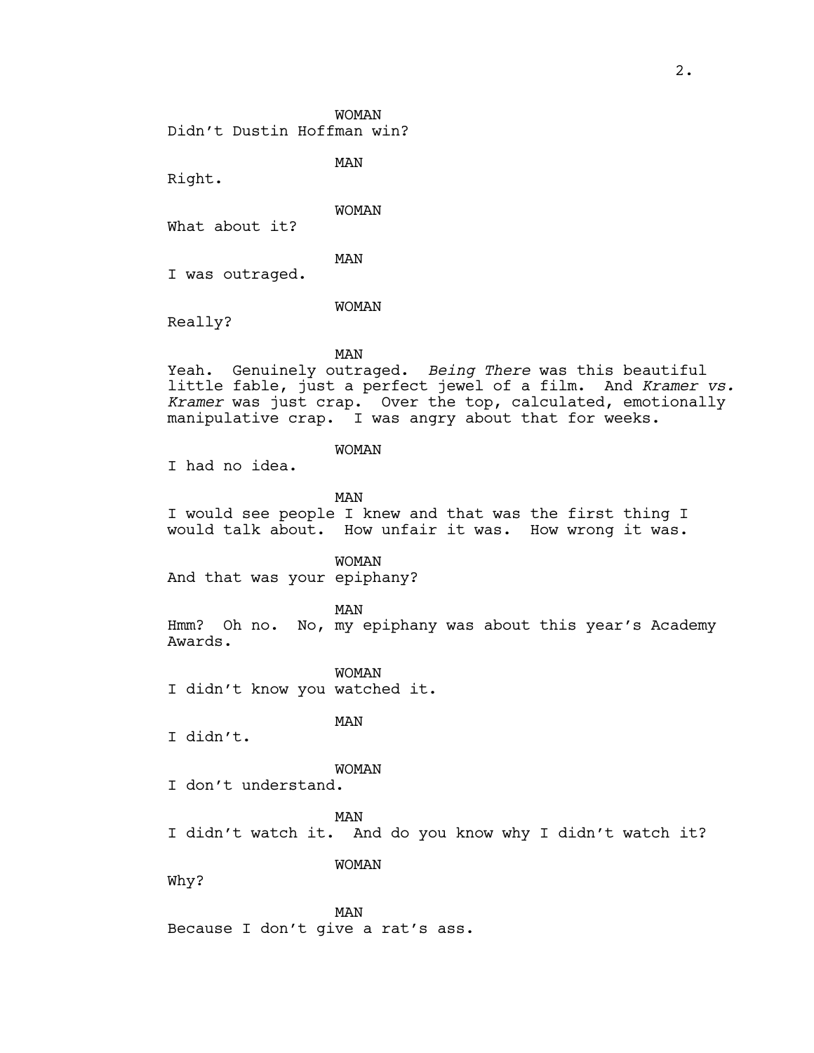WOMAN

Didn't Dustin Hoffman win?

MAN

Right.

WOMAN

What about it?

MAN

I was outraged.

WOMAN

Really?

MAN

Yeah. Genuinely outraged. *Being There* was this beautiful little fable, just a perfect jewel of a film. And *Kramer vs. Kramer* was just crap. Over the top, calculated, emotionally manipulative crap. I was angry about that for weeks.

WOMAN

I had no idea.

MAN

I would see people I knew and that was the first thing I would talk about. How unfair it was. How wrong it was.

WOMAN

And that was your epiphany?

MAN

Hmm? Oh no. No, my epiphany was about this year's Academy Awards.

WOMAN

I didn't know you watched it.

MAN

I didn't.

WOMAN

I don't understand.

MAN

I didn't watch it. And do you know why I didn't watch it?

WOMAN

Why?

MAN

Because I don't give a rat's ass.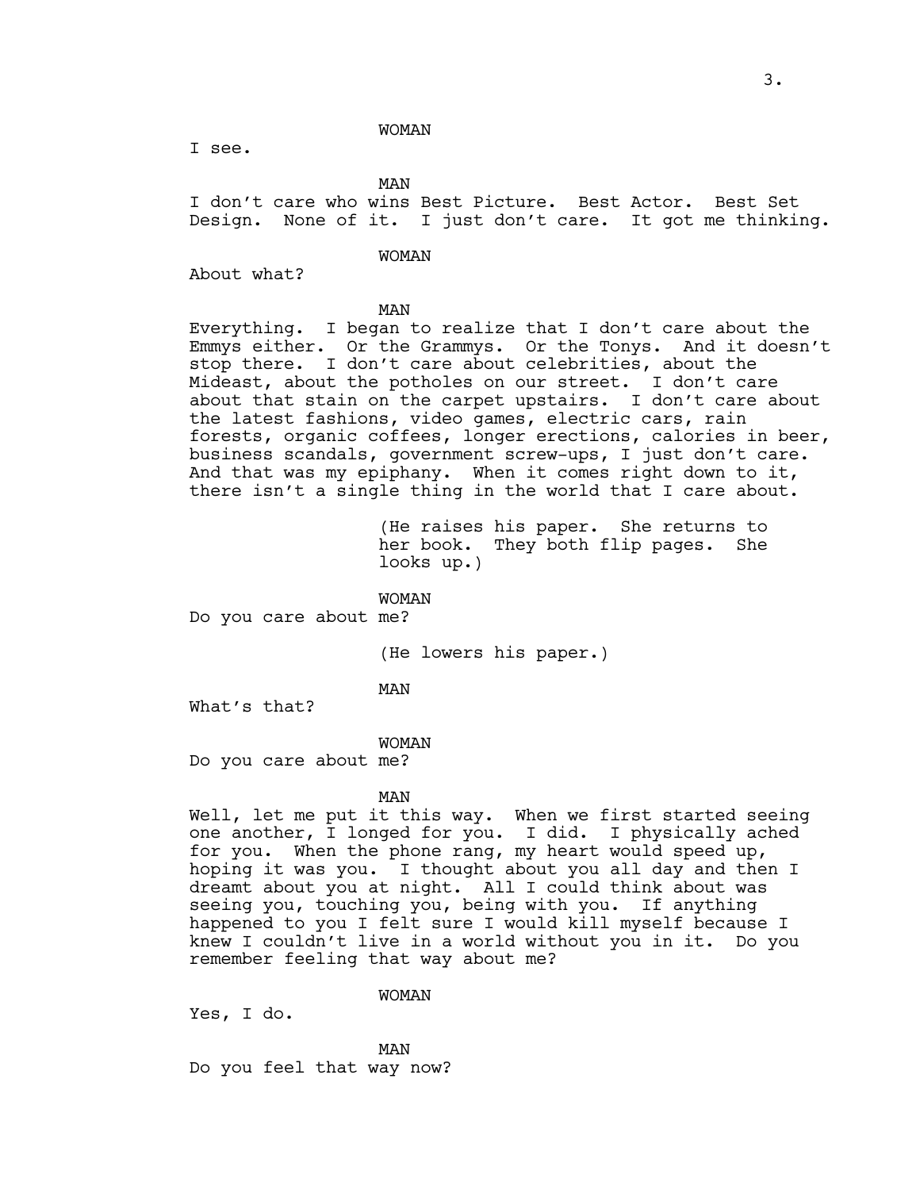WOMAN

I see.

MAN

I don't care who wins Best Picture. Best Actor. Best Set Design. None of it. I just don't care. It got me thinking.

WOMAN

About what?

MAN

Everything. I began to realize that I don't care about the Emmys either. Or the Grammys. Or the Tonys. And it doesn't stop there. I don't care about celebrities, about the Mideast, about the potholes on our street. I don't care about that stain on the carpet upstairs. I don't care about the latest fashions, video games, electric cars, rain forests, organic coffees, longer erections, calories in beer, business scandals, government screw-ups, I just don't care. And that was my epiphany. When it comes right down to it, there isn't a single thing in the world that I care about.

(He raises his paper. She returns to her book. They both flip pages. She looks up.)

WOMAN

Do you care about me?

(He lowers his paper.)

MAN

What's that?

WOMAN

Do you care about me?

MAN

Well, let me put it this way. When we first started seeing one another, I longed for you. I did. I physically ached for you. When the phone rang, my heart would speed up, hoping it was you. I thought about you all day and then I dreamt about you at night. All I could think about was seeing you, touching you, being with you. If anything happened to you I felt sure I would kill myself because I knew I couldn't live in a world without you in it. Do you remember feeling that way about me?

WOMAN

Yes, I do.

MAN

Do you feel that way now?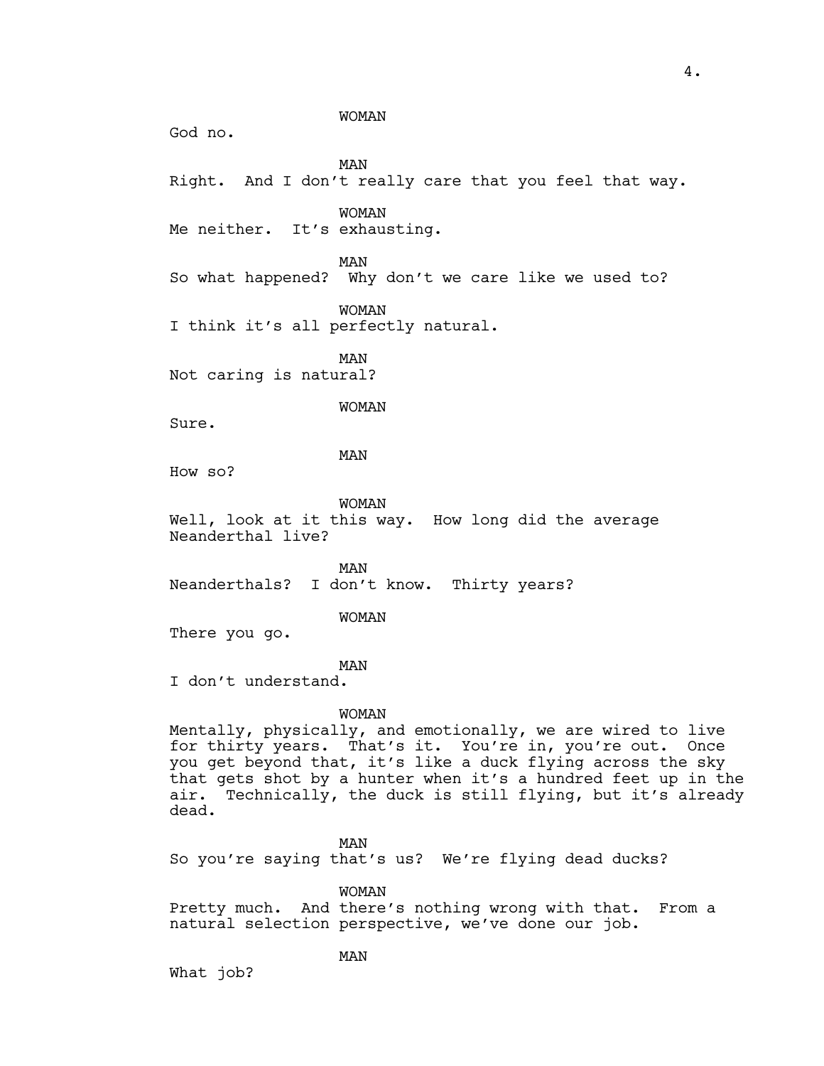WOMAN

God no.

MAN

Right. And I don't really care that you feel that way.

WOMAN

Me neither. It's exhausting.

MAN

So what happened? Why don't we care like we used to?

WOMAN

I think it's all perfectly natural.

MAN

Not caring is natural?

WOMAN

Sure.

MAN

How so?

WOMAN

Well, look at it this way. How long did the average Neanderthal live?

MAN

Neanderthals? I don't know. Thirty years?

WOMAN

There you go.

MAN

I don't understand.

WOMAN

Mentally, physically, and emotionally, we are wired to live for thirty years. That's it. You're in, you're out. Once you get beyond that, it's like a duck flying across the sky that gets shot by a hunter when it's a hundred feet up in the air. Technically, the duck is still flying, but it's already dead.

MAN

So you're saying that's us? We're flying dead ducks?

WOMAN

Pretty much. And there's nothing wrong with that. From a natural selection perspective, we've done our job.

MAN

What job?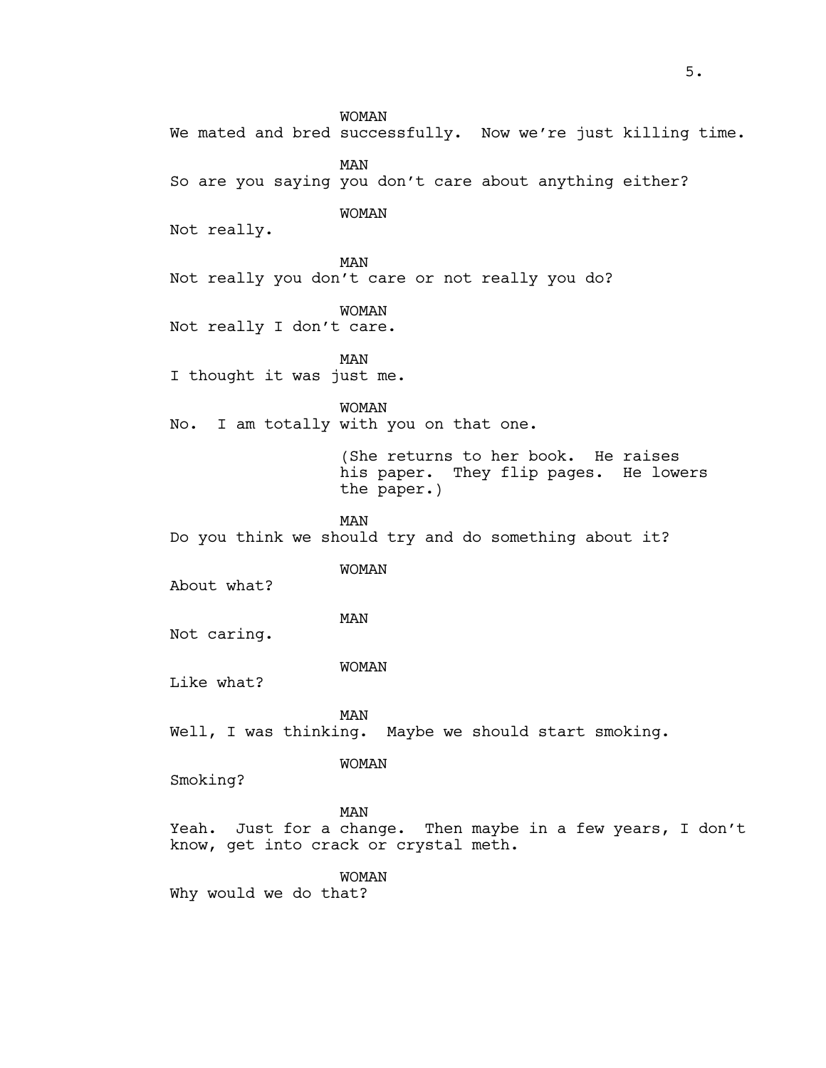WOMAN

We mated and bred successfully. Now we're just killing time.

MAN

So are you saying you don't care about anything either?

WOMAN

Not really.

MAN

Not really you don't care or not really you do?

WOMAN

Not really I don't care.

MAN

I thought it was just me.

WOMAN

No. I am totally with you on that one.

(She returns to her book. He raises his paper. They flip pages. He lowers the paper.)

MAN

Do you think we should try and do something about it?

WOMAN

About what?

MAN

Not caring.

WOMAN

Like what?

MAN

Well, I was thinking. Maybe we should start smoking.

WOMAN

Smoking?

MAN

Yeah. Just for a change. Then maybe in a few years, I don't know, get into crack or crystal meth.

WOMAN

Why would we do that?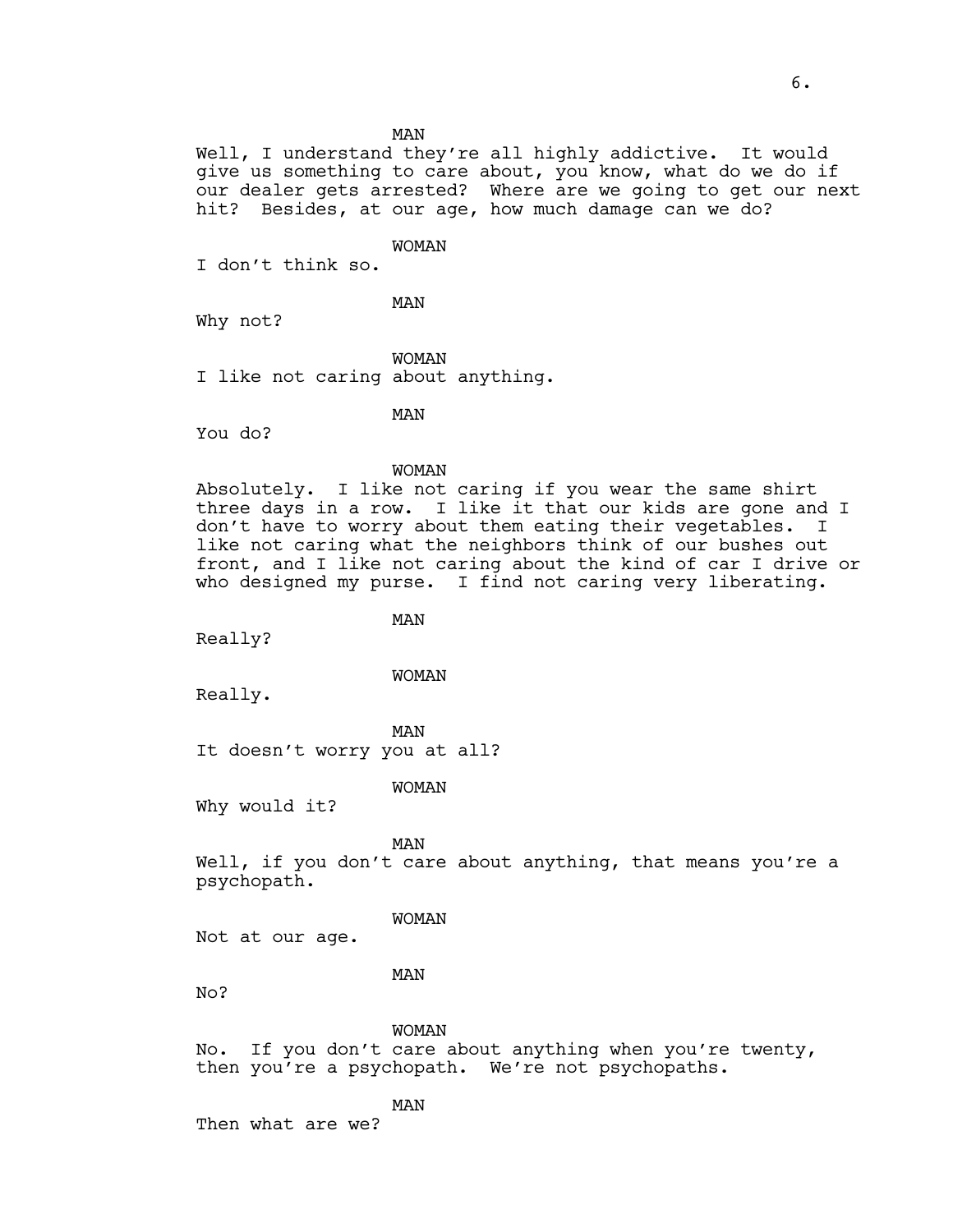MAN

Well, I understand they're all highly addictive. It would give us something to care about, you know, what do we do if our dealer gets arrested? Where are we going to get our next hit? Besides, at our age, how much damage can we do?

WOMAN

I don't think so.

MAN

Why not?

WOMAN

I like not caring about anything.

MAN

You do?

WOMAN

Absolutely. I like not caring if you wear the same shirt three days in a row. I like it that our kids are gone and I don't have to worry about them eating their vegetables. I like not caring what the neighbors think of our bushes out front, and I like not caring about the kind of car I drive or who designed my purse. I find not caring very liberating.

MAN

Really?

WOMAN

Really.

MAN

It doesn't worry you at all?

WOMAN

Why would it?

MAN

Well, if you don't care about anything, that means you're a psychopath.

WOMAN

Not at our age.

MAN

No?

WOMAN

No. If you don't care about anything when you're twenty, then you're a psychopath. We're not psychopaths.

MAN

Then what are we?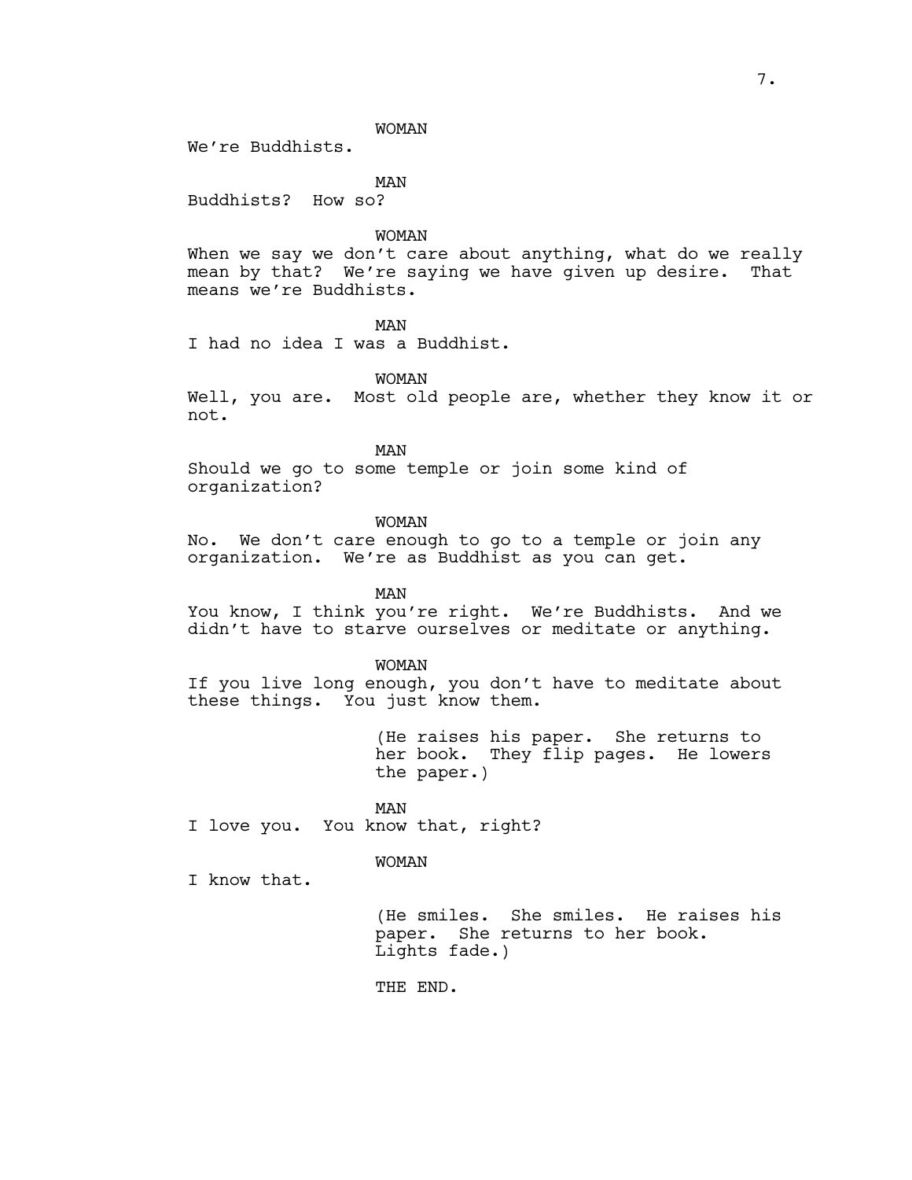WOMAN

We're Buddhists.

MAN

Buddhists? How so?

WOMAN

When we say we don't care about anything, what do we really mean by that? We're saying we have given up desire. That means we're Buddhists.

MAN

I had no idea I was a Buddhist.

WOMAN

Well, you are. Most old people are, whether they know it or not.

MAN

Should we go to some temple or join some kind of organization?

WOMAN

No. We don't care enough to go to a temple or join any organization. We're as Buddhist as you can get.

MAN

You know, I think you're right. We're Buddhists. And we didn't have to starve ourselves or meditate or anything.

WOMAN

If you live long enough, you don't have to meditate about these things. You just know them.

(He raises his paper. She returns to her book. They flip pages. He lowers the paper.)

MAN

I love you. You know that, right?

WOMAN

I know that.

(He smiles. She smiles. He raises his paper. She returns to her book. Lights fade.)

THE END.